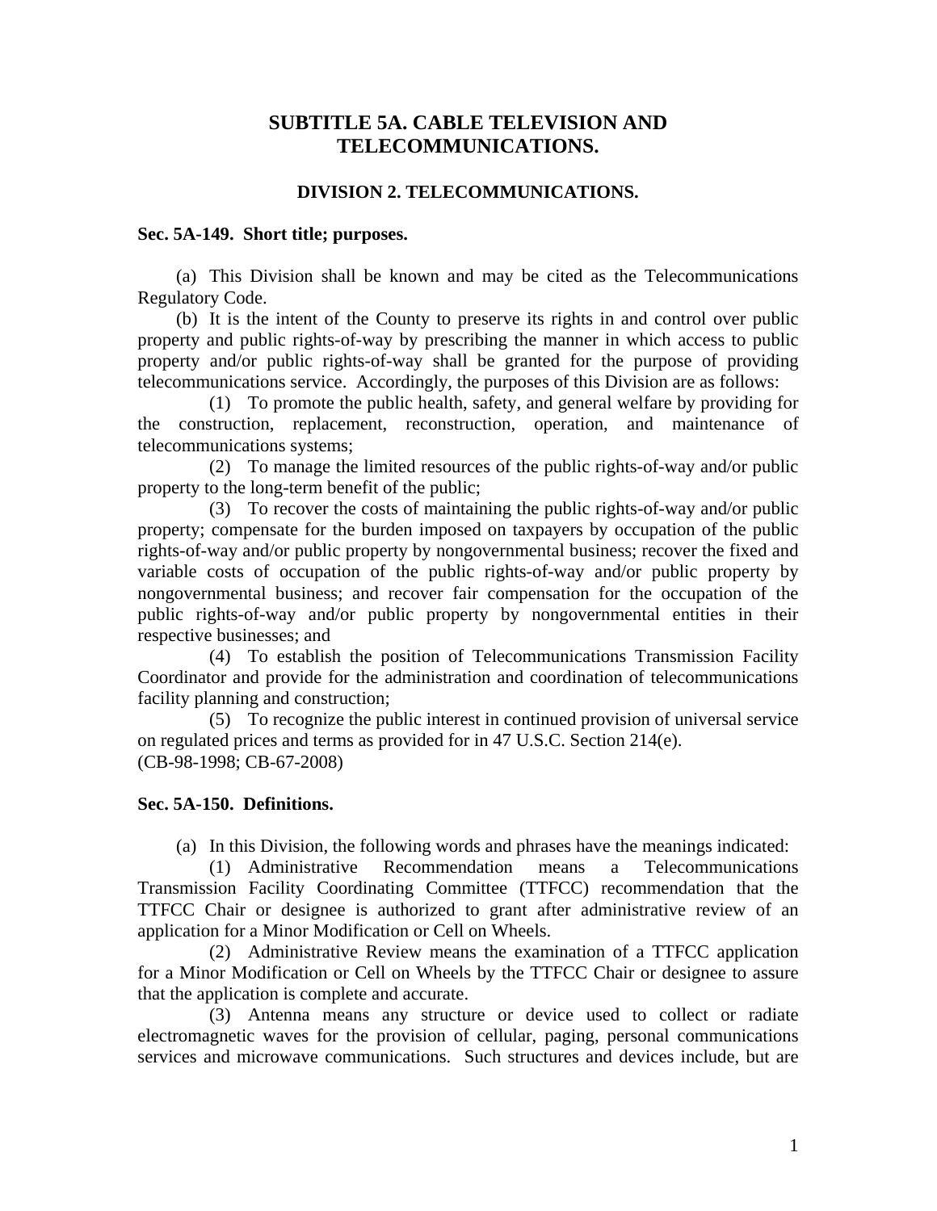# SUBTITLE 5A. CABLE TELEVISION AND TELECOMMUNICATIONS.

## DIVISION 2. TELECOMMUNICATIONS.

### Sec. 5A-149. Short title; purposes.

(a) This Division shall be known and may be cited as the Telecommunications Regulatory Code.

(b) It is the intent of the County to preserve its rights in and control over public property and public rights-of-way by prescribing the manner in which access to public property and/or public rights-of-way shall be granted for the purpose of providing telecommunications service. Accordingly, the purposes of this Division are as follows:

(1) To promote the public health, safety, and general welfare by providing for the construction, replacement, reconstruction, operation, and maintenance of telecommunications systems;

(2) To manage the limited resources of the public rights-of-way and/or public property to the long-term benefit of the public;

(3) To recover the costs of maintaining the public rights-of-way and/or public property; compensate for the burden imposed on taxpayers by occupation of the public rights-of-way and/or public property by nongovernmental business; recover the fixed and variable costs of occupation of the public rights-of-way and/or public property by nongovernmental business; and recover fair compensation for the occupation of the public rights-of-way and/or public property by nongovernmental entities in their respective businesses; and

(4) To establish the position of Telecommunications Transmission Facility Coordinator and provide for the administration and coordination of telecommunications facility planning and construction;

(5) To recognize the public interest in continued provision of universal service on regulated prices and terms as provided for in 47 U.S.C. Section 214(e).

(CB-98-1998; CB-67-2008)

### Sec. 5A-150. Definitions.

(a) In this Division, the following words and phrases have the meanings indicated:

(1) Administrative Recommendation means a Telecommunications Transmission Facility Coordinating Committee (TTFCC) recommendation that the TTFCC Chair or designee is authorized to grant after administrative review of an application for a Minor Modification or Cell on Wheels.

(2) Administrative Review means the examination of a TTFCC application for a Minor Modification or Cell on Wheels by the TTFCC Chair or designee to assure that the application is complete and accurate.

(3) Antenna means any structure or device used to collect or radiate electromagnetic waves for the provision of cellular, paging, personal communications services and microwave communications. Such structures and devices include, but are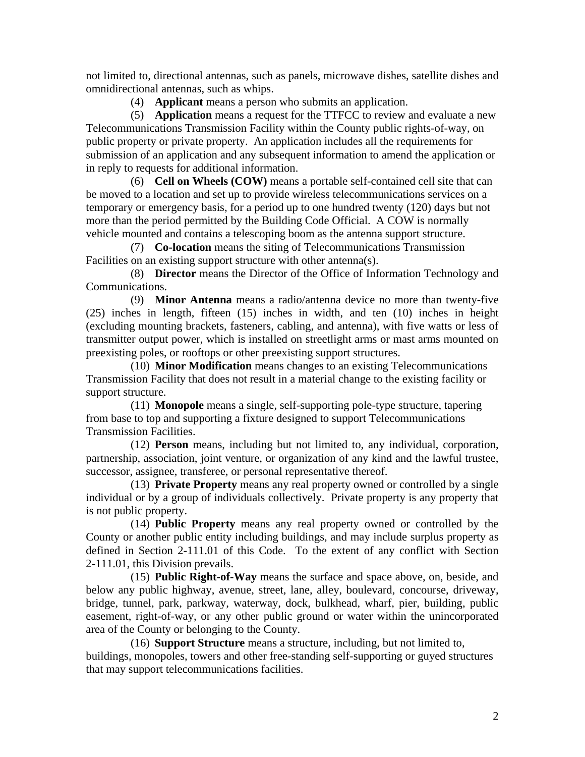not limited to, directional antennas, such as panels, microwave dishes, satellite dishes and omnidirectional antennas, such as whips.

(4) **Applicant** means a person who submits an application.

(5) **Application** means a request for the TTFCC to review and evaluate a new Telecommunications Transmission Facility within the County public rights-of-way, on public property or private property. An application includes all the requirements for submission of an application and any subsequent information to amend the application or in reply to requests for additional information.

(6) **Cell on Wheels (COW)** means a portable self-contained cell site that can be moved to a location and set up to provide wireless telecommunications services on a temporary or emergency basis, for a period up to one hundred twenty (120) days but not more than the period permitted by the Building Code Official. A COW is normally vehicle mounted and contains a telescoping boom as the antenna support structure.

(7) **Co-location** means the siting of Telecommunications Transmission Facilities on an existing support structure with other antenna(s).

(8) **Director** means the Director of the Office of Information Technology and Communications.

(9) **Minor Antenna** means a radio/antenna device no more than twenty-five (25) inches in length, fifteen (15) inches in width, and ten (10) inches in height (excluding mounting brackets, fasteners, cabling, and antenna), with five watts or less of transmitter output power, which is installed on streetlight arms or mast arms mounted on preexisting poles, or rooftops or other preexisting support structures.

(10) **Minor Modification** means changes to an existing Telecommunications Transmission Facility that does not result in a material change to the existing facility or support structure.

(11) **Monopole** means a single, self-supporting pole-type structure, tapering from base to top and supporting a fixture designed to support Telecommunications Transmission Facilities.

(12) **Person** means, including but not limited to, any individual, corporation, partnership, association, joint venture, or organization of any kind and the lawful trustee, successor, assignee, transferee, or personal representative thereof.

(13) **Private Property** means any real property owned or controlled by a single individual or by a group of individuals collectively. Private property is any property that is not public property.

(14) **Public Property** means any real property owned or controlled by the County or another public entity including buildings, and may include surplus property as defined in Section 2-111.01 of this Code. To the extent of any conflict with Section 2-111.01, this Division prevails.

(15) **Public Right-of-Way** means the surface and space above, on, beside, and below any public highway, avenue, street, lane, alley, boulevard, concourse, driveway, bridge, tunnel, park, parkway, waterway, dock, bulkhead, wharf, pier, building, public easement, right-of-way, or any other public ground or water within the unincorporated area of the County or belonging to the County.

(16) **Support Structure** means a structure, including, but not limited to, buildings, monopoles, towers and other free-standing self-supporting or guyed structures that may support telecommunications facilities.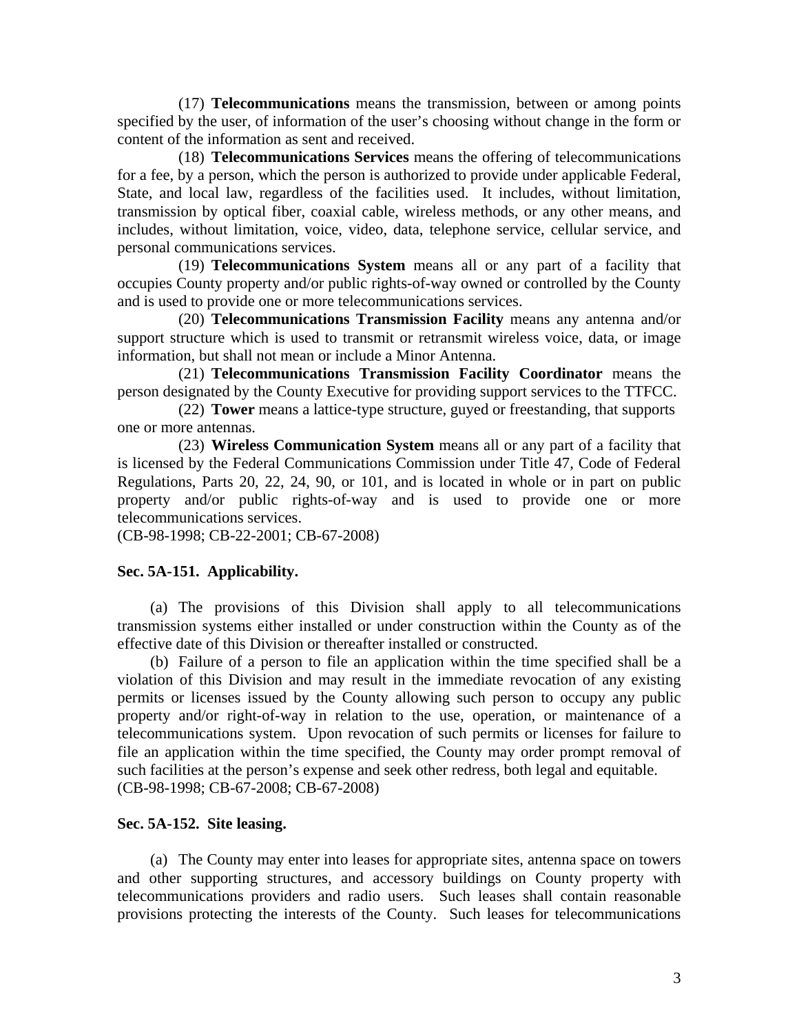(17) **Telecommunications** means the transmission, between or among points specified by the user, of information of the user's choosing without change in the form or content of the information as sent and received.

(18) **Telecommunications Services** means the offering of telecommunications for a fee, by a person, which the person is authorized to provide under applicable Federal, State, and local law, regardless of the facilities used. It includes, without limitation, transmission by optical fiber, coaxial cable, wireless methods, or any other means, and includes, without limitation, voice, video, data, telephone service, cellular service, and personal communications services.

(19) **Telecommunications System** means all or any part of a facility that occupies County property and/or public rights-of-way owned or controlled by the County and is used to provide one or more telecommunications services.

(20) **Telecommunications Transmission Facility** means any antenna and/or support structure which is used to transmit or retransmit wireless voice, data, or image information, but shall not mean or include a Minor Antenna.

(21) **Telecommunications Transmission Facility Coordinator** means the person designated by the County Executive for providing support services to the TTFCC.

(22) **Tower** means a lattice-type structure, guyed or freestanding, that supports one or more antennas.

(23) **Wireless Communication System** means all or any part of a facility that is licensed by the Federal Communications Commission under Title 47, Code of Federal Regulations, Parts 20, 22, 24, 90, or 101, and is located in whole or in part on public property and/or public rights-of-way and is used to provide one or more telecommunications services.

(CB-98-1998; CB-22-2001; CB-67-2008)

**Sec. 5A-151. Applicability.**

(a) The provisions of this Division shall apply to all telecommunications transmission systems either installed or under construction within the County as of the effective date of this Division or thereafter installed or constructed.

(b) Failure of a person to file an application within the time specified shall be a violation of this Division and may result in the immediate revocation of any existing permits or licenses issued by the County allowing such person to occupy any public property and/or right-of-way in relation to the use, operation, or maintenance of a telecommunications system. Upon revocation of such permits or licenses for failure to file an application within the time specified, the County may order prompt removal of such facilities at the person's expense and seek other redress, both legal and equitable.

(CB-98-1998; CB-67-2008; CB-67-2008)

**Sec. 5A-152. Site leasing.**

(a) The County may enter into leases for appropriate sites, antenna space on towers and other supporting structures, and accessory buildings on County property with telecommunications providers and radio users. Such leases shall contain reasonable provisions protecting the interests of the County. Such leases for telecommunications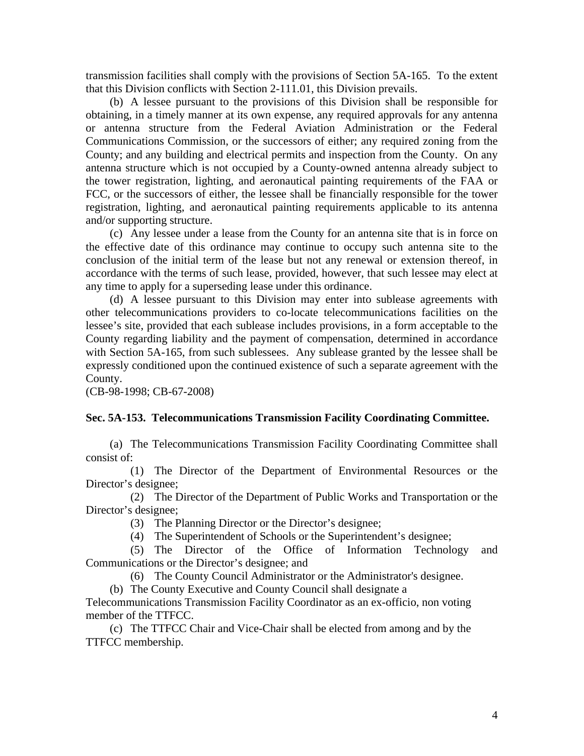transmission facilities shall comply with the provisions of Section 5A-165. To the extent that this Division conflicts with Section 2-111.01, this Division prevails.

(b) A lessee pursuant to the provisions of this Division shall be responsible for obtaining, in a timely manner at its own expense, any required approvals for any antenna or antenna structure from the Federal Aviation Administration or the Federal Communications Commission, or the successors of either; any required zoning from the County; and any building and electrical permits and inspection from the County. On any antenna structure which is not occupied by a County-owned antenna already subject to the tower registration, lighting, and aeronautical painting requirements of the FAA or FCC, or the successors of either, the lessee shall be financially responsible for the tower registration, lighting, and aeronautical painting requirements applicable to its antenna and/or supporting structure.

(c) Any lessee under a lease from the County for an antenna site that is in force on the effective date of this ordinance may continue to occupy such antenna site to the conclusion of the initial term of the lease but not any renewal or extension thereof, in accordance with the terms of such lease, provided, however, that such lessee may elect at any time to apply for a superseding lease under this ordinance.

(d) A lessee pursuant to this Division may enter into sublease agreements with other telecommunications providers to co-locate telecommunications facilities on the lessee's site, provided that each sublease includes provisions, in a form acceptable to the County regarding liability and the payment of compensation, determined in accordance with Section 5A-165, from such sublessees. Any sublease granted by the lessee shall be expressly conditioned upon the continued existence of such a separate agreement with the County.

(CB-98-1998; CB-67-2008)

**Sec. 5A-153. Telecommunications Transmission Facility Coordinating Committee.**

(a) The Telecommunications Transmission Facility Coordinating Committee shall consist of:

(1) The Director of the Department of Environmental Resources or the Director's designee;

(2) The Director of the Department of Public Works and Transportation or the Director's designee;

(3) The Planning Director or the Director's designee;

(4) The Superintendent of Schools or the Superintendent's designee;

(5) The Director of the Office of Information Technology and Communications or the Director's designee; and

(6) The County Council Administrator or the Administrator's designee.

(b) The County Executive and County Council shall designate a Telecommunications Transmission Facility Coordinator as an ex-officio, non voting member of the TTFCC.

(c) The TTFCC Chair and Vice-Chair shall be elected from among and by the TTFCC membership.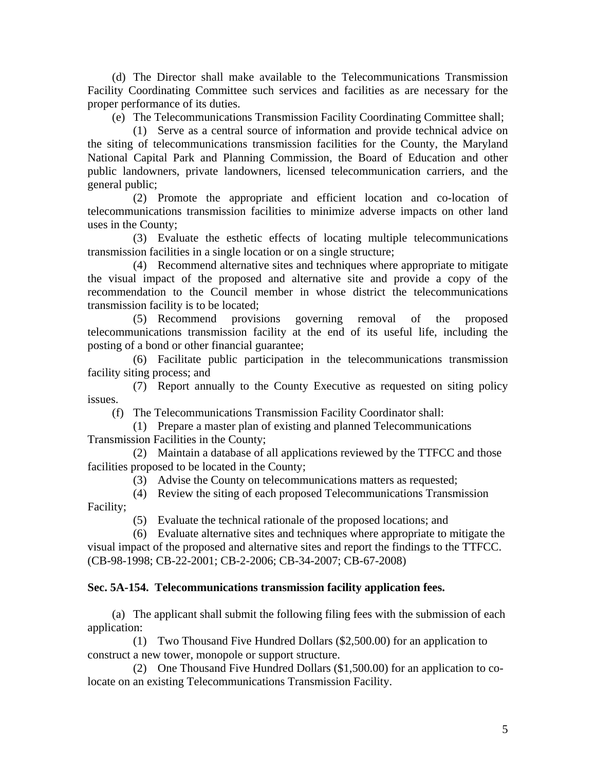(d) The Director shall make available to the Telecommunications Transmission Facility Coordinating Committee such services and facilities as are necessary for the proper performance of its duties.

(e) The Telecommunications Transmission Facility Coordinating Committee shall;

(1) Serve as a central source of information and provide technical advice on the siting of telecommunications transmission facilities for the County, the Maryland National Capital Park and Planning Commission, the Board of Education and other public landowners, private landowners, licensed telecommunication carriers, and the general public;

(2) Promote the appropriate and efficient location and co-location of telecommunications transmission facilities to minimize adverse impacts on other land uses in the County;

(3) Evaluate the esthetic effects of locating multiple telecommunications transmission facilities in a single location or on a single structure;

(4) Recommend alternative sites and techniques where appropriate to mitigate the visual impact of the proposed and alternative site and provide a copy of the recommendation to the Council member in whose district the telecommunications transmission facility is to be located;

(5) Recommend provisions governing removal of the proposed telecommunications transmission facility at the end of its useful life, including the posting of a bond or other financial guarantee;

(6) Facilitate public participation in the telecommunications transmission facility siting process; and

(7) Report annually to the County Executive as requested on siting policy issues.

(f) The Telecommunications Transmission Facility Coordinator shall:

(1) Prepare a master plan of existing and planned Telecommunications Transmission Facilities in the County;

(2) Maintain a database of all applications reviewed by the TTFCC and those facilities proposed to be located in the County;

(3) Advise the County on telecommunications matters as requested;

(4) Review the siting of each proposed Telecommunications Transmission Facility;

(5) Evaluate the technical rationale of the proposed locations; and

(6) Evaluate alternative sites and techniques where appropriate to mitigate the visual impact of the proposed and alternative sites and report the findings to the TTFCC. (CB-98-1998; CB-22-2001; CB-2-2006; CB-34-2007; CB-67-2008)

**Sec. 5A-154. Telecommunications transmission facility application fees.**

(a) The applicant shall submit the following filing fees with the submission of each application:

(1) Two Thousand Five Hundred Dollars ($2,500.00) for an application to construct a new tower, monopole or support structure.

(2) One Thousand Five Hundred Dollars ($1,500.00) for an application to co-locate on an existing Telecommunications Transmission Facility.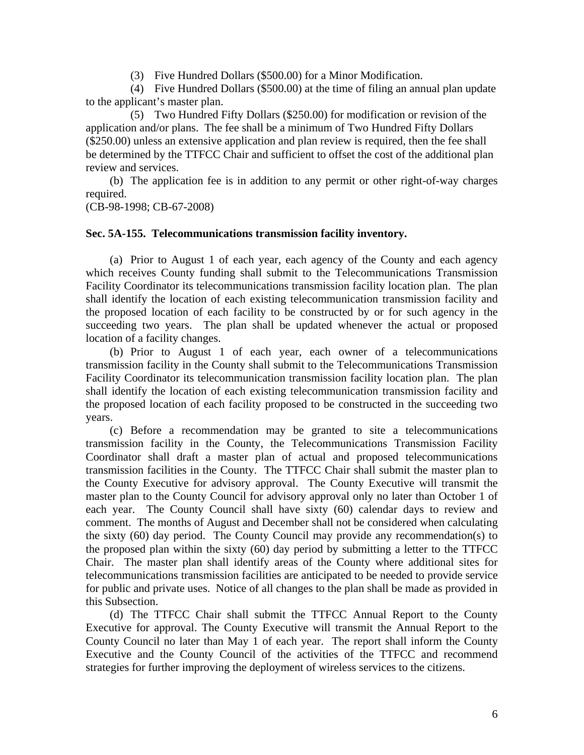(3) Five Hundred Dollars ($500.00) for a Minor Modification.

(4) Five Hundred Dollars ($500.00) at the time of filing an annual plan update to the applicant's master plan.

(5) Two Hundred Fifty Dollars ($250.00) for modification or revision of the application and/or plans. The fee shall be a minimum of Two Hundred Fifty Dollars ($250.00) unless an extensive application and plan review is required, then the fee shall be determined by the TTFCC Chair and sufficient to offset the cost of the additional plan review and services.

(b) The application fee is in addition to any permit or other right-of-way charges required.

(CB-98-1998; CB-67-2008)

**Sec. 5A-155. Telecommunications transmission facility inventory.**

(a) Prior to August 1 of each year, each agency of the County and each agency which receives County funding shall submit to the Telecommunications Transmission Facility Coordinator its telecommunications transmission facility location plan. The plan shall identify the location of each existing telecommunication transmission facility and the proposed location of each facility to be constructed by or for such agency in the succeeding two years. The plan shall be updated whenever the actual or proposed location of a facility changes.

(b) Prior to August 1 of each year, each owner of a telecommunications transmission facility in the County shall submit to the Telecommunications Transmission Facility Coordinator its telecommunication transmission facility location plan. The plan shall identify the location of each existing telecommunication transmission facility and the proposed location of each facility proposed to be constructed in the succeeding two years.

(c) Before a recommendation may be granted to site a telecommunications transmission facility in the County, the Telecommunications Transmission Facility Coordinator shall draft a master plan of actual and proposed telecommunications transmission facilities in the County. The TTFCC Chair shall submit the master plan to the County Executive for advisory approval. The County Executive will transmit the master plan to the County Council for advisory approval only no later than October 1 of each year. The County Council shall have sixty (60) calendar days to review and comment. The months of August and December shall not be considered when calculating the sixty (60) day period. The County Council may provide any recommendation(s) to the proposed plan within the sixty (60) day period by submitting a letter to the TTFCC Chair. The master plan shall identify areas of the County where additional sites for telecommunications transmission facilities are anticipated to be needed to provide service for public and private uses. Notice of all changes to the plan shall be made as provided in this Subsection.

(d) The TTFCC Chair shall submit the TTFCC Annual Report to the County Executive for approval. The County Executive will transmit the Annual Report to the County Council no later than May 1 of each year. The report shall inform the County Executive and the County Council of the activities of the TTFCC and recommend strategies for further improving the deployment of wireless services to the citizens.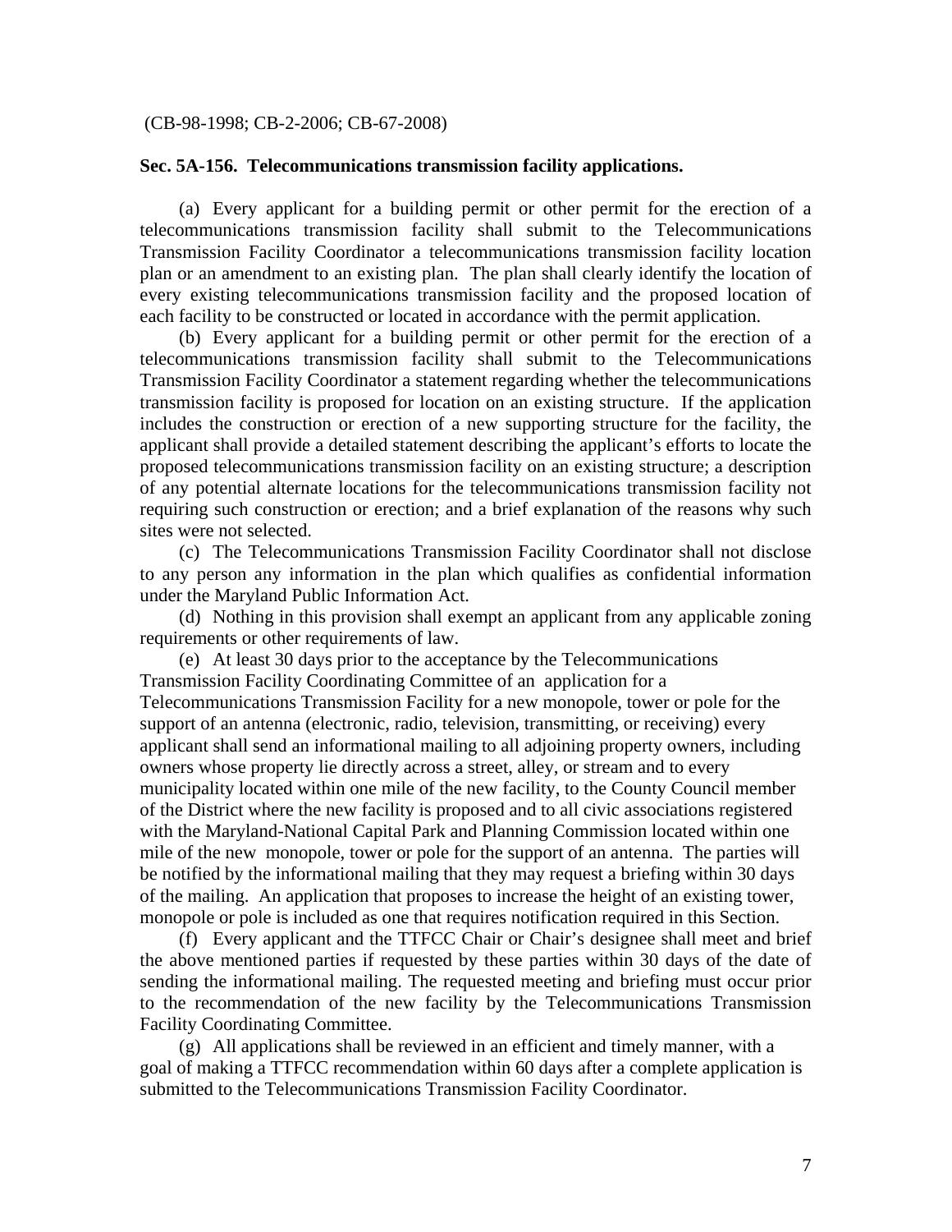(CB-98-1998; CB-2-2006; CB-67-2008)

**Sec. 5A-156. Telecommunications transmission facility applications.**

(a) Every applicant for a building permit or other permit for the erection of a telecommunications transmission facility shall submit to the Telecommunications Transmission Facility Coordinator a telecommunications transmission facility location plan or an amendment to an existing plan. The plan shall clearly identify the location of every existing telecommunications transmission facility and the proposed location of each facility to be constructed or located in accordance with the permit application.

(b) Every applicant for a building permit or other permit for the erection of a telecommunications transmission facility shall submit to the Telecommunications Transmission Facility Coordinator a statement regarding whether the telecommunications transmission facility is proposed for location on an existing structure. If the application includes the construction or erection of a new supporting structure for the facility, the applicant shall provide a detailed statement describing the applicant's efforts to locate the proposed telecommunications transmission facility on an existing structure; a description of any potential alternate locations for the telecommunications transmission facility not requiring such construction or erection; and a brief explanation of the reasons why such sites were not selected.

(c) The Telecommunications Transmission Facility Coordinator shall not disclose to any person any information in the plan which qualifies as confidential information under the Maryland Public Information Act.

(d) Nothing in this provision shall exempt an applicant from any applicable zoning requirements or other requirements of law.

(e) At least 30 days prior to the acceptance by the Telecommunications Transmission Facility Coordinating Committee of an application for a Telecommunications Transmission Facility for a new monopole, tower or pole for the support of an antenna (electronic, radio, television, transmitting, or receiving) every applicant shall send an informational mailing to all adjoining property owners, including owners whose property lie directly across a street, alley, or stream and to every municipality located within one mile of the new facility, to the County Council member of the District where the new facility is proposed and to all civic associations registered with the Maryland-National Capital Park and Planning Commission located within one mile of the new monopole, tower or pole for the support of an antenna. The parties will be notified by the informational mailing that they may request a briefing within 30 days of the mailing. An application that proposes to increase the height of an existing tower, monopole or pole is included as one that requires notification required in this Section.

(f) Every applicant and the TTFCC Chair or Chair's designee shall meet and brief the above mentioned parties if requested by these parties within 30 days of the date of sending the informational mailing. The requested meeting and briefing must occur prior to the recommendation of the new facility by the Telecommunications Transmission Facility Coordinating Committee.

(g) All applications shall be reviewed in an efficient and timely manner, with a goal of making a TTFCC recommendation within 60 days after a complete application is submitted to the Telecommunications Transmission Facility Coordinator.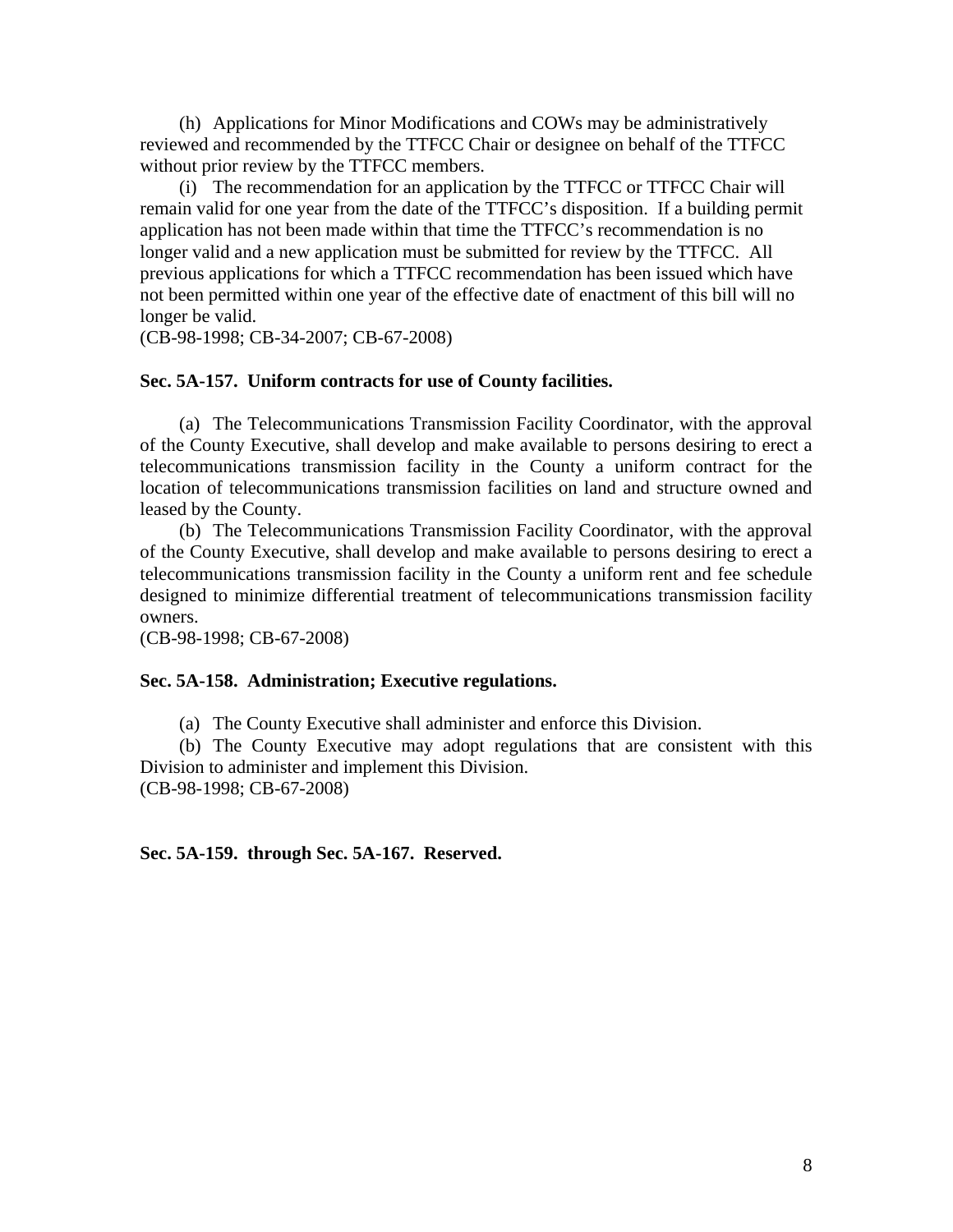(h) Applications for Minor Modifications and COWs may be administratively reviewed and recommended by the TTFCC Chair or designee on behalf of the TTFCC without prior review by the TTFCC members.

(i) The recommendation for an application by the TTFCC or TTFCC Chair will remain valid for one year from the date of the TTFCC's disposition. If a building permit application has not been made within that time the TTFCC's recommendation is no longer valid and a new application must be submitted for review by the TTFCC. All previous applications for which a TTFCC recommendation has been issued which have not been permitted within one year of the effective date of enactment of this bill will no longer be valid.

(CB-98-1998; CB-34-2007; CB-67-2008)

**Sec. 5A-157. Uniform contracts for use of County facilities.**

(a) The Telecommunications Transmission Facility Coordinator, with the approval of the County Executive, shall develop and make available to persons desiring to erect a telecommunications transmission facility in the County a uniform contract for the location of telecommunications transmission facilities on land and structure owned and leased by the County.

(b) The Telecommunications Transmission Facility Coordinator, with the approval of the County Executive, shall develop and make available to persons desiring to erect a telecommunications transmission facility in the County a uniform rent and fee schedule designed to minimize differential treatment of telecommunications transmission facility owners.

(CB-98-1998; CB-67-2008)

**Sec. 5A-158. Administration; Executive regulations.**

(a) The County Executive shall administer and enforce this Division.

(b) The County Executive may adopt regulations that are consistent with this Division to administer and implement this Division.

(CB-98-1998; CB-67-2008)

**Sec. 5A-159. through Sec. 5A-167. Reserved.**